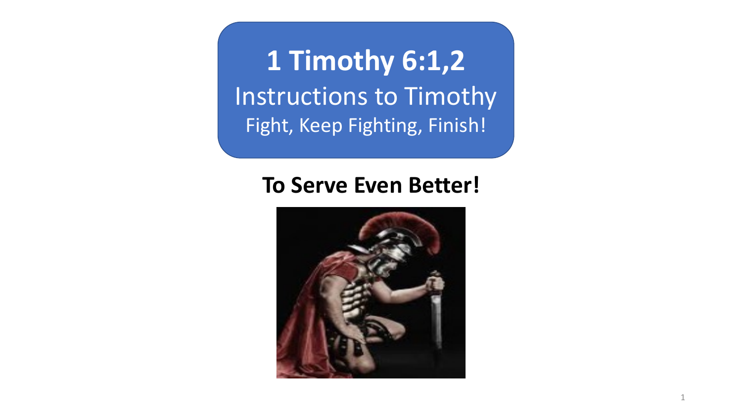# 1 Timothy 6:1,2

## Instructions to Timothy

Fight, Keep Fighting, Finish!

**To Serve Even Better!**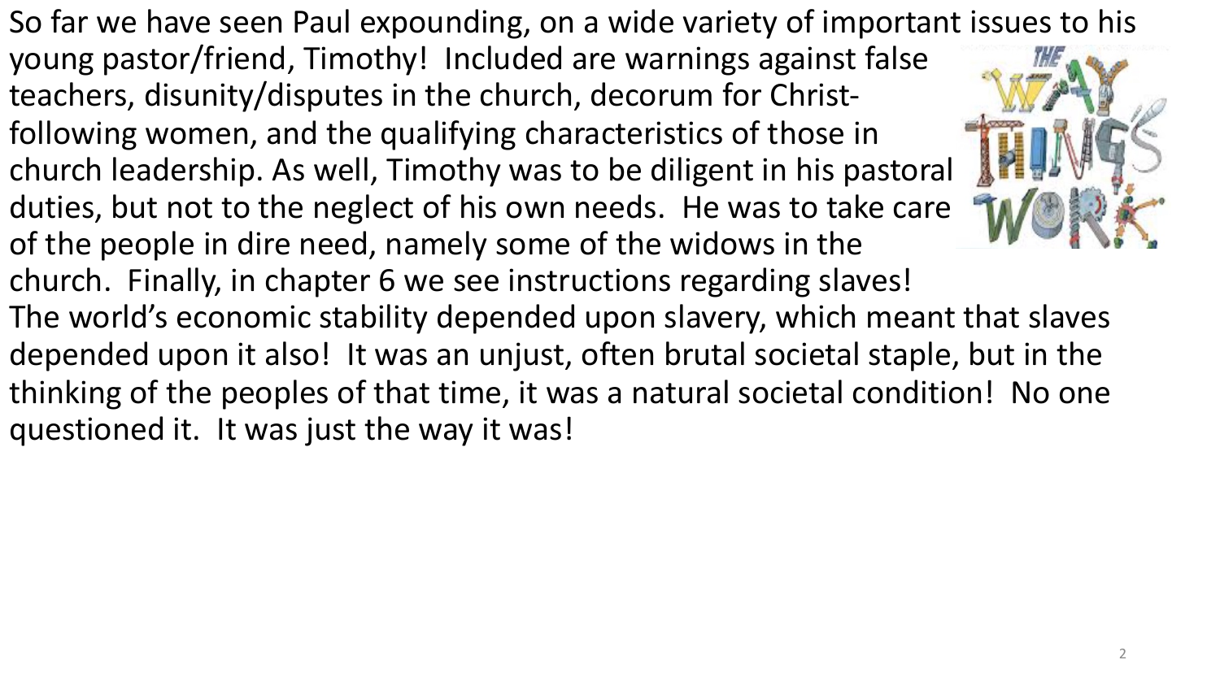So far we have seen Paul expounding, on a wide variety of important issues to his young pastor/friend, Timothy! Included are warnings against false teachers, disunity/disputes in the church, decorum for Christ-following women, and the qualifying characteristics of those in church leadership. As well, Timothy was to be diligent in his pastoral duties, but not to the neglect of his own needs. He was to take care of the people in dire need, namely some of the widows in the church. Finally, in chapter 6 we see instructions regarding slaves! The world's economic stability depended upon slavery, which meant that slaves depended upon it also! It was an unjust, often brutal societal staple, but in the thinking of the peoples of that time, it was a natural societal condition! No one questioned it. It was just the way it was!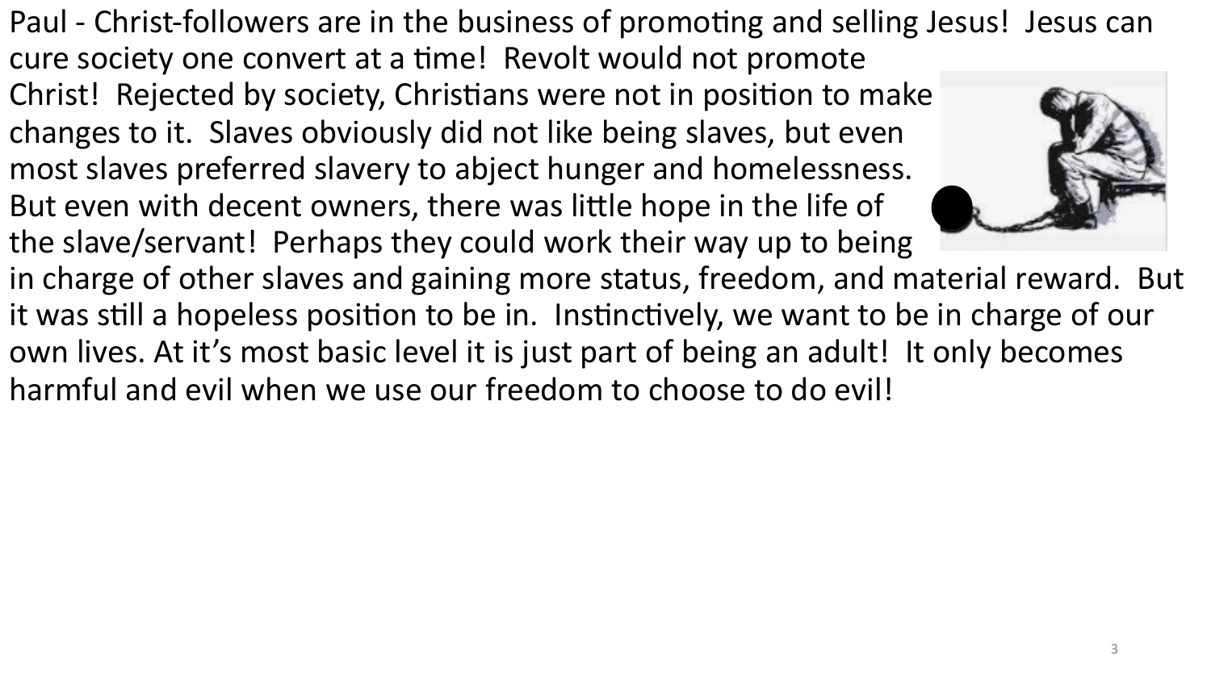Paul - Christ-followers are in the business of promoting and selling Jesus! Jesus can cure society one convert at a time! Revolt would not promote Christ! Rejected by society, Christians were not in position to make changes to it. Slaves obviously did not like being slaves, but even most slaves preferred slavery to abject hunger and homelessness. But even with decent owners, there was little hope in the life of the slave/servant! Perhaps they could work their way up to being in charge of other slaves and gaining more status, freedom, and material reward. But it was still a hopeless position to be in. Instinctively, we want to be in charge of our own lives. At it's most basic level it is just part of being an adult! It only becomes harmful and evil when we use our freedom to choose to do evil!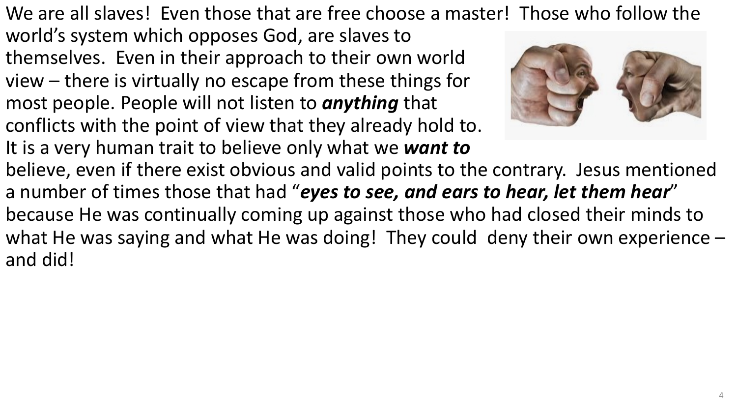We are all slaves! Even those that are free choose a master! Those who follow the world's system which opposes God, are slaves to themselves. Even in their approach to their own world view – there is virtually no escape from these things for most people. People will not listen to ***anything*** that conflicts with the point of view that they already hold to. It is a very human trait to believe only what we ***want to*** believe, even if there exist obvious and valid points to the contrary. Jesus mentioned a number of times those that had "***eyes to see, and ears to hear, let them hear***" because He was continually coming up against those who had closed their minds to what He was saying and what He was doing! They could deny their own experience – and did!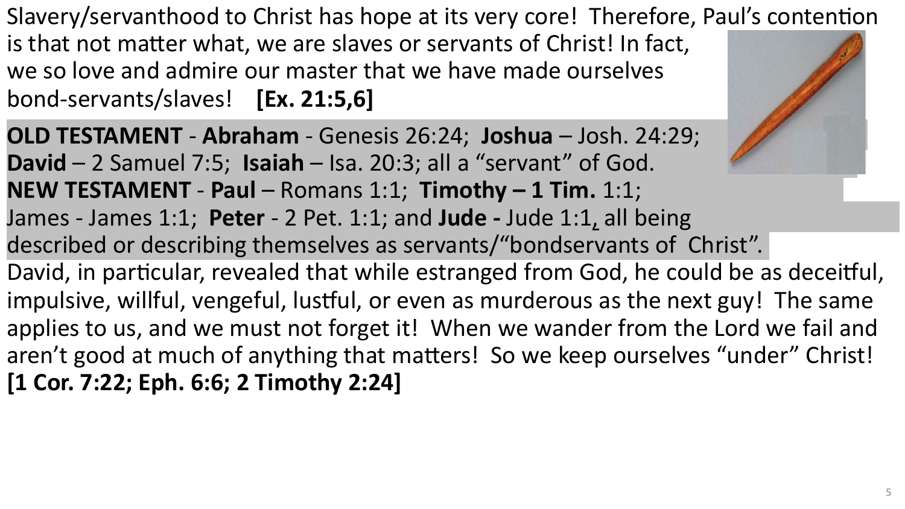Slavery/servanthood to Christ has hope at its very core! Therefore, Paul's contention is that not matter what, we are slaves or servants of Christ! In fact, we so love and admire our master that we have made ourselves bond-servants/slaves! **[Ex. 21:5,6]**

**OLD TESTAMENT** - **Abraham** - Genesis 26:24; **Joshua** – Josh. 24:29; **David** – 2 Samuel 7:5; **Isaiah** – Isa. 20:3; all a "servant" of God.
**NEW TESTAMENT** - **Paul** – Romans 1:1; **Timothy – 1 Tim.** 1:1; James - James 1:1; **Peter** - 2 Pet. 1:1; and **Jude -** Jude 1:1, all being described or describing themselves as servants/"bondservants of Christ".

David, in particular, revealed that while estranged from God, he could be as deceitful, impulsive, willful, vengeful, lustful, or even as murderous as the next guy! The same applies to us, and we must not forget it! When we wander from the Lord we fail and aren't good at much of anything that matters! So we keep ourselves "under" Christ! **[1 Cor. 7:22; Eph. 6:6; 2 Timothy 2:24]**